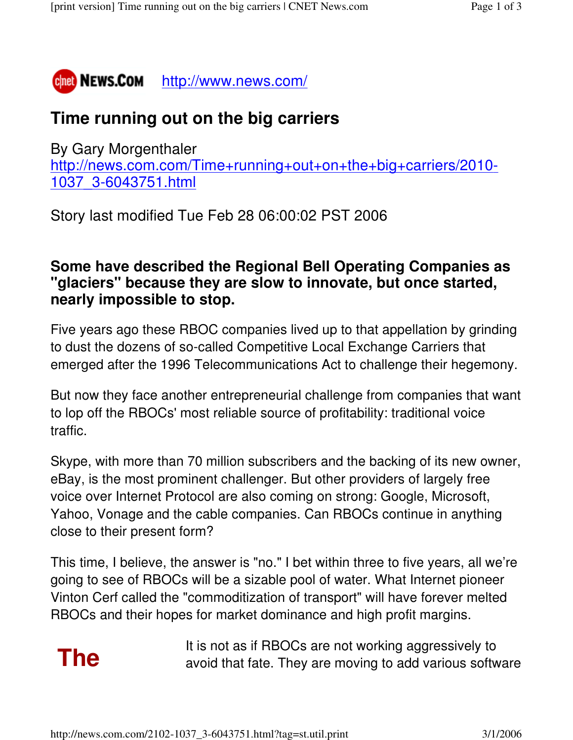CNET News.com http://www.news.com/

# Time running out on the big carriers

By Gary Morgenthaler
http://news.com.com/Time+running+out+on+the+big+carriers/2010-1037_3-6043751.html

Story last modified Tue Feb 28 06:00:02 PST 2006

**Some have described the Regional Bell Operating Companies as "glaciers" because they are slow to innovate, but once started, nearly impossible to stop.**

Five years ago these RBOC companies lived up to that appellation by grinding to dust the dozens of so-called Competitive Local Exchange Carriers that emerged after the 1996 Telecommunications Act to challenge their hegemony.

But now they face another entrepreneurial challenge from companies that want to lop off the RBOCs' most reliable source of profitability: traditional voice traffic.

Skype, with more than 70 million subscribers and the backing of its new owner, eBay, is the most prominent challenger. But other providers of largely free voice over Internet Protocol are also coming on strong: Google, Microsoft, Yahoo, Vonage and the cable companies. Can RBOCs continue in anything close to their present form?

This time, I believe, the answer is "no." I bet within three to five years, all we're going to see of RBOCs will be a sizable pool of water. What Internet pioneer Vinton Cerf called the "commoditization of transport" will have forever melted RBOCs and their hopes for market dominance and high profit margins.

**The**

It is not as if RBOCs are not working aggressively to avoid that fate. They are moving to add various software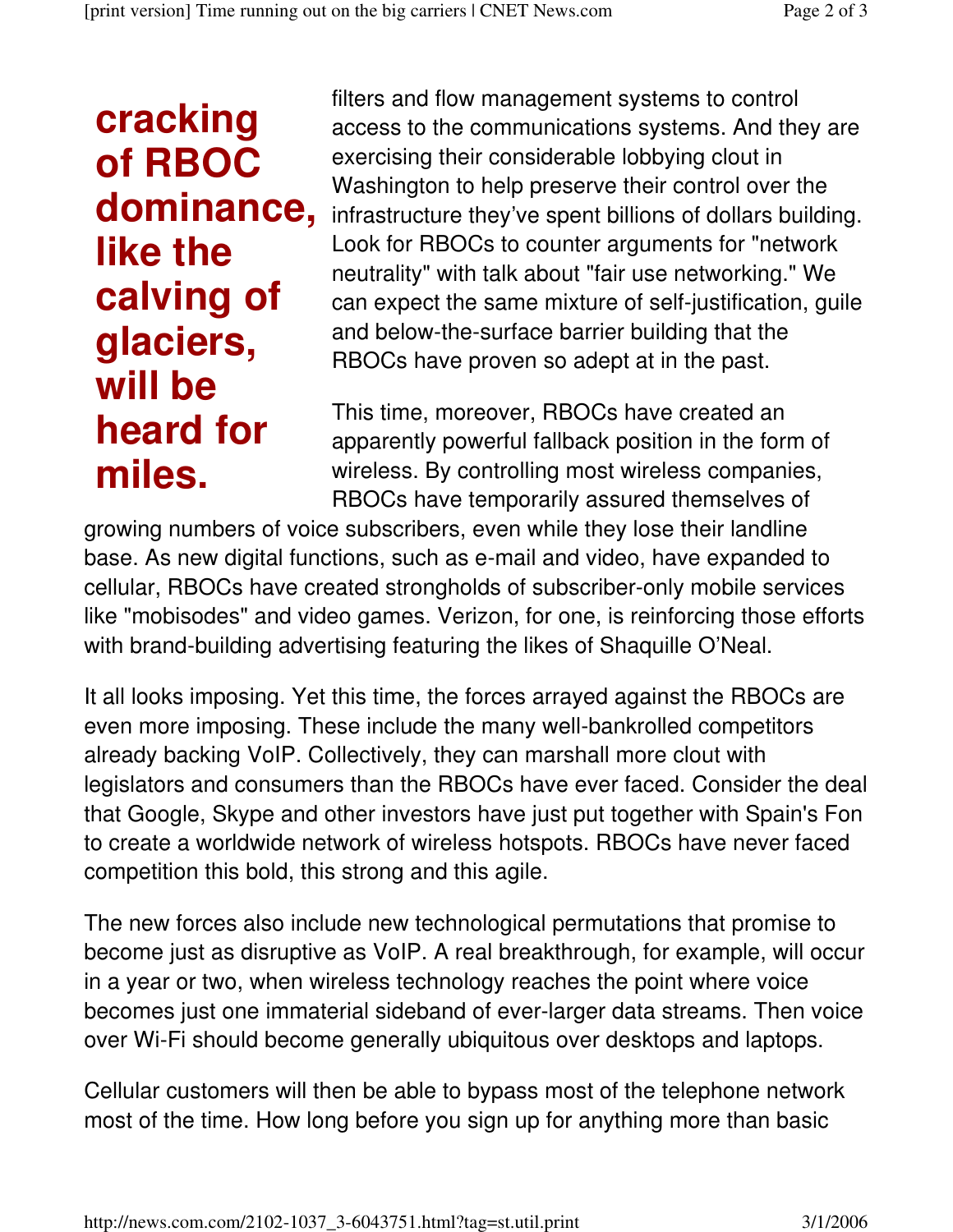> **cracking of RBOC dominance, like the calving of glaciers, will be heard for miles.**

filters and flow management systems to control access to the communications systems. And they are exercising their considerable lobbying clout in Washington to help preserve their control over the infrastructure they've spent billions of dollars building. Look for RBOCs to counter arguments for "network neutrality" with talk about "fair use networking." We can expect the same mixture of self-justification, guile and below-the-surface barrier building that the RBOCs have proven so adept at in the past.

This time, moreover, RBOCs have created an apparently powerful fallback position in the form of wireless. By controlling most wireless companies, RBOCs have temporarily assured themselves of growing numbers of voice subscribers, even while they lose their landline base. As new digital functions, such as e-mail and video, have expanded to cellular, RBOCs have created strongholds of subscriber-only mobile services like "mobisodes" and video games. Verizon, for one, is reinforcing those efforts with brand-building advertising featuring the likes of Shaquille O'Neal.

It all looks imposing. Yet this time, the forces arrayed against the RBOCs are even more imposing. These include the many well-bankrolled competitors already backing VoIP. Collectively, they can marshall more clout with legislators and consumers than the RBOCs have ever faced. Consider the deal that Google, Skype and other investors have just put together with Spain's Fon to create a worldwide network of wireless hotspots. RBOCs have never faced competition this bold, this strong and this agile.

The new forces also include new technological permutations that promise to become just as disruptive as VoIP. A real breakthrough, for example, will occur in a year or two, when wireless technology reaches the point where voice becomes just one immaterial sideband of ever-larger data streams. Then voice over Wi-Fi should become generally ubiquitous over desktops and laptops.

Cellular customers will then be able to bypass most of the telephone network most of the time. How long before you sign up for anything more than basic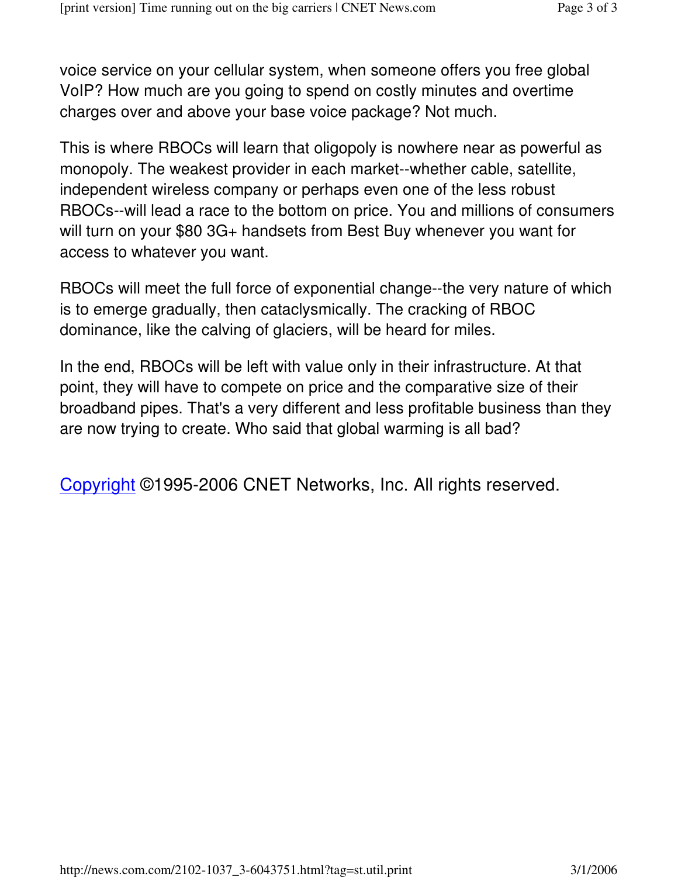voice service on your cellular system, when someone offers you free global VoIP? How much are you going to spend on costly minutes and overtime charges over and above your base voice package? Not much.

This is where RBOCs will learn that oligopoly is nowhere near as powerful as monopoly. The weakest provider in each market--whether cable, satellite, independent wireless company or perhaps even one of the less robust RBOCs--will lead a race to the bottom on price. You and millions of consumers will turn on your $80 3G+ handsets from Best Buy whenever you want for access to whatever you want.

RBOCs will meet the full force of exponential change--the very nature of which is to emerge gradually, then cataclysmically. The cracking of RBOC dominance, like the calving of glaciers, will be heard for miles.

In the end, RBOCs will be left with value only in their infrastructure. At that point, they will have to compete on price and the comparative size of their broadband pipes. That's a very different and less profitable business than they are now trying to create. Who said that global warming is all bad?

Copyright ©1995-2006 CNET Networks, Inc. All rights reserved.